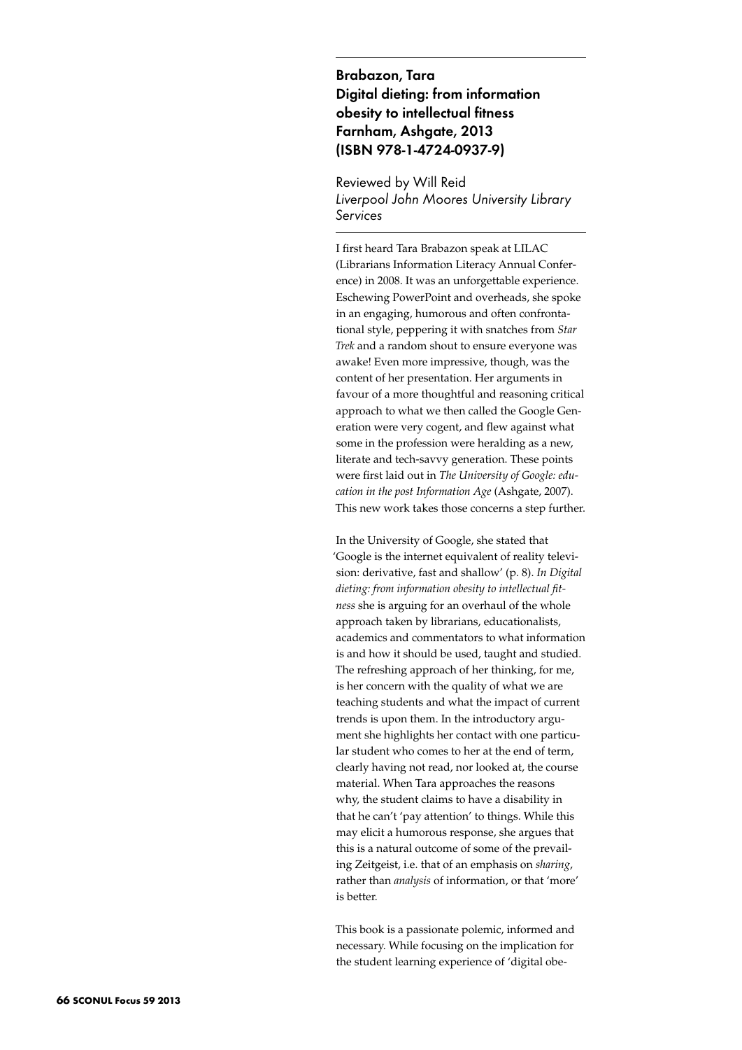## Brabazon, Tara
## Digital dieting: from information obesity to intellectual fitness
## Farnham, Ashgate, 2013
## (ISBN 978-1-4724-0937-9)

Reviewed by Will Reid
*Liverpool John Moores University Library Services*

I first heard Tara Brabazon speak at LILAC (Librarians Information Literacy Annual Conference) in 2008. It was an unforgettable experience. Eschewing PowerPoint and overheads, she spoke in an engaging, humorous and often confrontational style, peppering it with snatches from *Star Trek* and a random shout to ensure everyone was awake! Even more impressive, though, was the content of her presentation. Her arguments in favour of a more thoughtful and reasoning critical approach to what we then called the Google Generation were very cogent, and flew against what some in the profession were heralding as a new, literate and tech-savvy generation. These points were first laid out in *The University of Google: education in the post Information Age* (Ashgate, 2007). This new work takes those concerns a step further.

In the University of Google, she stated that 'Google is the internet equivalent of reality television: derivative, fast and shallow' (p. 8). *In Digital dieting: from information obesity to intellectual fitness* she is arguing for an overhaul of the whole approach taken by librarians, educationalists, academics and commentators to what information is and how it should be used, taught and studied. The refreshing approach of her thinking, for me, is her concern with the quality of what we are teaching students and what the impact of current trends is upon them. In the introductory argument she highlights her contact with one particular student who comes to her at the end of term, clearly having not read, nor looked at, the course material. When Tara approaches the reasons why, the student claims to have a disability in that he can't 'pay attention' to things. While this may elicit a humorous response, she argues that this is a natural outcome of some of the prevailing Zeitgeist, i.e. that of an emphasis on *sharing*, rather than *analysis* of information, or that 'more' is better.

This book is a passionate polemic, informed and necessary. While focusing on the implication for the student learning experience of 'digital obe-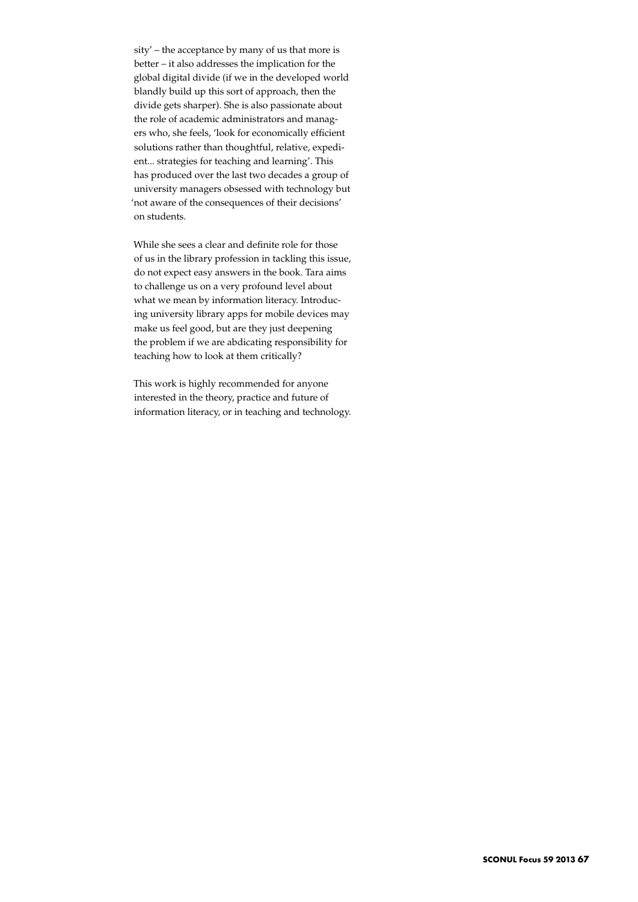sity' – the acceptance by many of us that more is better – it also addresses the implication for the global digital divide (if we in the developed world blandly build up this sort of approach, then the divide gets sharper). She is also passionate about the role of academic administrators and managers who, she feels, 'look for economically efficient solutions rather than thoughtful, relative, expedient... strategies for teaching and learning'. This has produced over the last two decades a group of university managers obsessed with technology but 'not aware of the consequences of their decisions' on students.

While she sees a clear and definite role for those of us in the library profession in tackling this issue, do not expect easy answers in the book. Tara aims to challenge us on a very profound level about what we mean by information literacy. Introducing university library apps for mobile devices may make us feel good, but are they just deepening the problem if we are abdicating responsibility for teaching how to look at them critically?

This work is highly recommended for anyone interested in the theory, practice and future of information literacy, or in teaching and technology.